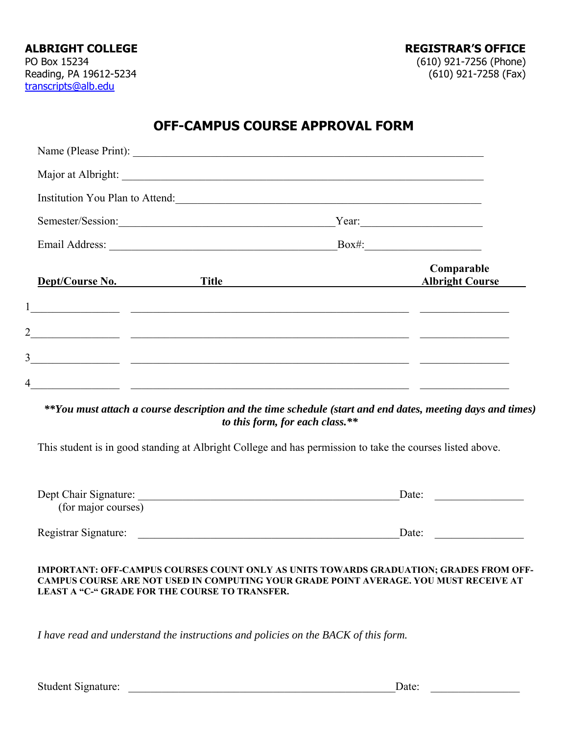**ALBRIGHT COLLEGE**
PO Box 15234
Reading, PA 19612-5234
transcripts@alb.edu

**REGISTRAR'S OFFICE**
(610) 921-7256 (Phone)
(610) 921-7258 (Fax)

# OFF-CAMPUS COURSE APPROVAL FORM

Name (Please Print): ______________________________________________________________

Major at Albright: ______________________________________________________________

Institution You Plan to Attend: ____________________________________________________

Semester/Session: ______________________________________ Year: ____________________

Email Address: ___________________________________________ Box#: ____________________

| | Dept/Course No. | Title | Comparable Albright Course |
|---|---|---|---|
| 1 | | | |
| 2 | | | |
| 3 | | | |
| 4 | | | |

***\*\*You must attach a course description and the time schedule (start and end dates, meeting days and times) to this form, for each class.\*\****

This student is in good standing at Albright College and has permission to take the courses listed above.

Dept Chair Signature: ________________________________________________ Date: ________________
(for major courses)

Registrar Signature: ________________________________________________ Date: ________________

**IMPORTANT: OFF-CAMPUS COURSES COUNT ONLY AS UNITS TOWARDS GRADUATION; GRADES FROM OFF-CAMPUS COURSE ARE NOT USED IN COMPUTING YOUR GRADE POINT AVERAGE. YOU MUST RECEIVE AT LEAST A "C-" GRADE FOR THE COURSE TO TRANSFER.**

*I have read and understand the instructions and policies on the BACK of this form.*

Student Signature: ________________________________________________ Date: ________________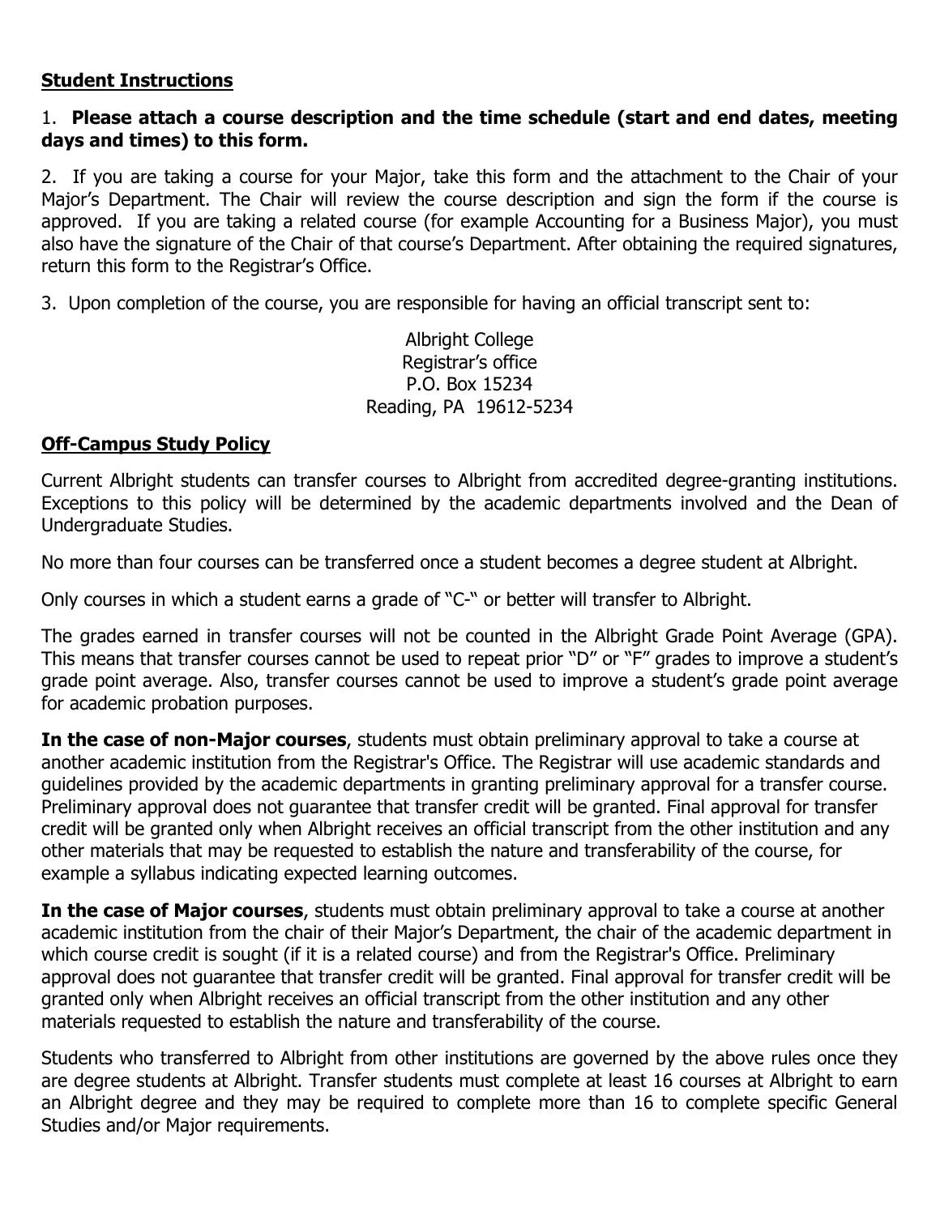**Student Instructions**

1. **Please attach a course description and the time schedule (start and end dates, meeting days and times) to this form.**

2. If you are taking a course for your Major, take this form and the attachment to the Chair of your Major's Department. The Chair will review the course description and sign the form if the course is approved. If you are taking a related course (for example Accounting for a Business Major), you must also have the signature of the Chair of that course's Department. After obtaining the required signatures, return this form to the Registrar's Office.

3. Upon completion of the course, you are responsible for having an official transcript sent to:

Albright College
Registrar's office
P.O. Box 15234
Reading, PA 19612-5234

**Off-Campus Study Policy**

Current Albright students can transfer courses to Albright from accredited degree-granting institutions. Exceptions to this policy will be determined by the academic departments involved and the Dean of Undergraduate Studies.

No more than four courses can be transferred once a student becomes a degree student at Albright.

Only courses in which a student earns a grade of "C-" or better will transfer to Albright.

The grades earned in transfer courses will not be counted in the Albright Grade Point Average (GPA). This means that transfer courses cannot be used to repeat prior "D" or "F" grades to improve a student's grade point average. Also, transfer courses cannot be used to improve a student's grade point average for academic probation purposes.

**In the case of non-Major courses**, students must obtain preliminary approval to take a course at another academic institution from the Registrar's Office. The Registrar will use academic standards and guidelines provided by the academic departments in granting preliminary approval for a transfer course. Preliminary approval does not guarantee that transfer credit will be granted. Final approval for transfer credit will be granted only when Albright receives an official transcript from the other institution and any other materials that may be requested to establish the nature and transferability of the course, for example a syllabus indicating expected learning outcomes.

**In the case of Major courses**, students must obtain preliminary approval to take a course at another academic institution from the chair of their Major's Department, the chair of the academic department in which course credit is sought (if it is a related course) and from the Registrar's Office. Preliminary approval does not guarantee that transfer credit will be granted. Final approval for transfer credit will be granted only when Albright receives an official transcript from the other institution and any other materials requested to establish the nature and transferability of the course.

Students who transferred to Albright from other institutions are governed by the above rules once they are degree students at Albright. Transfer students must complete at least 16 courses at Albright to earn an Albright degree and they may be required to complete more than 16 to complete specific General Studies and/or Major requirements.